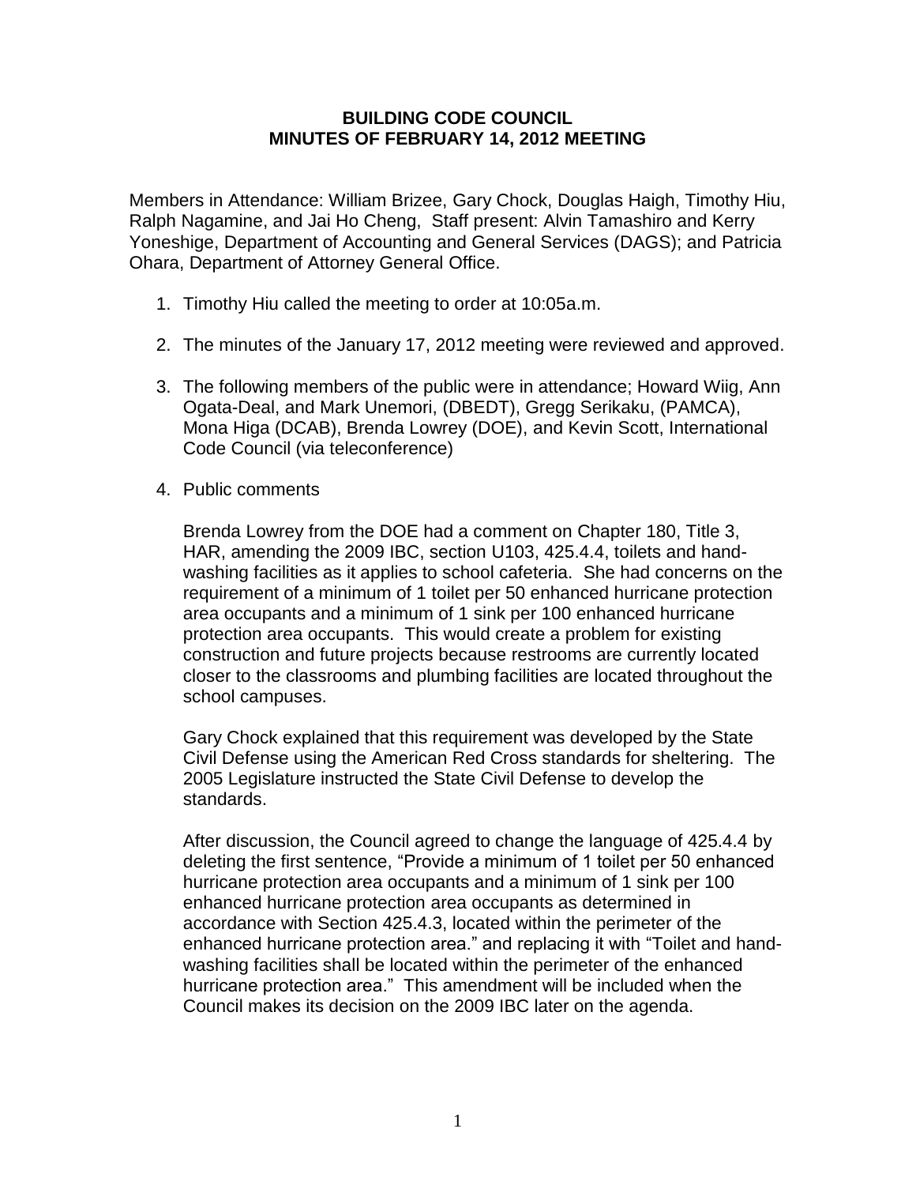# BUILDING CODE COUNCIL
# MINUTES OF FEBRUARY 14, 2012 MEETING

Members in Attendance: William Brizee, Gary Chock, Douglas Haigh, Timothy Hiu, Ralph Nagamine, and Jai Ho Cheng, Staff present: Alvin Tamashiro and Kerry Yoneshige, Department of Accounting and General Services (DAGS); and Patricia Ohara, Department of Attorney General Office.

1. Timothy Hiu called the meeting to order at 10:05a.m.

2. The minutes of the January 17, 2012 meeting were reviewed and approved.

3. The following members of the public were in attendance; Howard Wiig, Ann Ogata-Deal, and Mark Unemori, (DBEDT), Gregg Serikaku, (PAMCA), Mona Higa (DCAB), Brenda Lowrey (DOE), and Kevin Scott, International Code Council (via teleconference)

4. Public comments

   Brenda Lowrey from the DOE had a comment on Chapter 180, Title 3, HAR, amending the 2009 IBC, section U103, 425.4.4, toilets and hand-washing facilities as it applies to school cafeteria. She had concerns on the requirement of a minimum of 1 toilet per 50 enhanced hurricane protection area occupants and a minimum of 1 sink per 100 enhanced hurricane protection area occupants. This would create a problem for existing construction and future projects because restrooms are currently located closer to the classrooms and plumbing facilities are located throughout the school campuses.

   Gary Chock explained that this requirement was developed by the State Civil Defense using the American Red Cross standards for sheltering. The 2005 Legislature instructed the State Civil Defense to develop the standards.

   After discussion, the Council agreed to change the language of 425.4.4 by deleting the first sentence, "Provide a minimum of 1 toilet per 50 enhanced hurricane protection area occupants and a minimum of 1 sink per 100 enhanced hurricane protection area occupants as determined in accordance with Section 425.4.3, located within the perimeter of the enhanced hurricane protection area." and replacing it with "Toilet and hand-washing facilities shall be located within the perimeter of the enhanced hurricane protection area." This amendment will be included when the Council makes its decision on the 2009 IBC later on the agenda.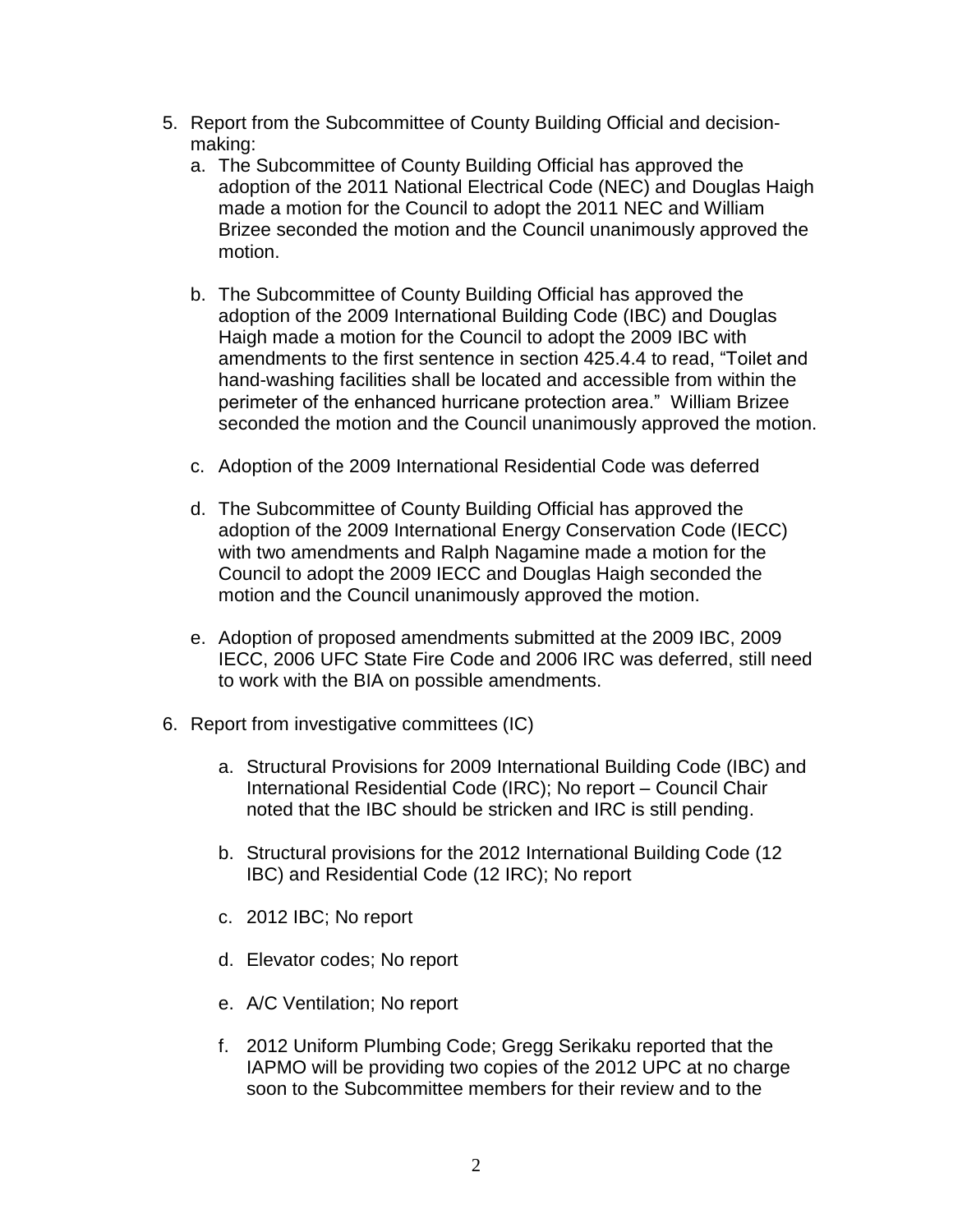5. Report from the Subcommittee of County Building Official and decision-making:
   a. The Subcommittee of County Building Official has approved the adoption of the 2011 National Electrical Code (NEC) and Douglas Haigh made a motion for the Council to adopt the 2011 NEC and William Brizee seconded the motion and the Council unanimously approved the motion.

   b. The Subcommittee of County Building Official has approved the adoption of the 2009 International Building Code (IBC) and Douglas Haigh made a motion for the Council to adopt the 2009 IBC with amendments to the first sentence in section 425.4.4 to read, "Toilet and hand-washing facilities shall be located and accessible from within the perimeter of the enhanced hurricane protection area." William Brizee seconded the motion and the Council unanimously approved the motion.

   c. Adoption of the 2009 International Residential Code was deferred

   d. The Subcommittee of County Building Official has approved the adoption of the 2009 International Energy Conservation Code (IECC) with two amendments and Ralph Nagamine made a motion for the Council to adopt the 2009 IECC and Douglas Haigh seconded the motion and the Council unanimously approved the motion.

   e. Adoption of proposed amendments submitted at the 2009 IBC, 2009 IECC, 2006 UFC State Fire Code and 2006 IRC was deferred, still need to work with the BIA on possible amendments.

6. Report from investigative committees (IC)

   a. Structural Provisions for 2009 International Building Code (IBC) and International Residential Code (IRC); No report – Council Chair noted that the IBC should be stricken and IRC is still pending.

   b. Structural provisions for the 2012 International Building Code (12 IBC) and Residential Code (12 IRC); No report

   c. 2012 IBC; No report

   d. Elevator codes; No report

   e. A/C Ventilation; No report

   f. 2012 Uniform Plumbing Code; Gregg Serikaku reported that the IAPMO will be providing two copies of the 2012 UPC at no charge soon to the Subcommittee members for their review and to the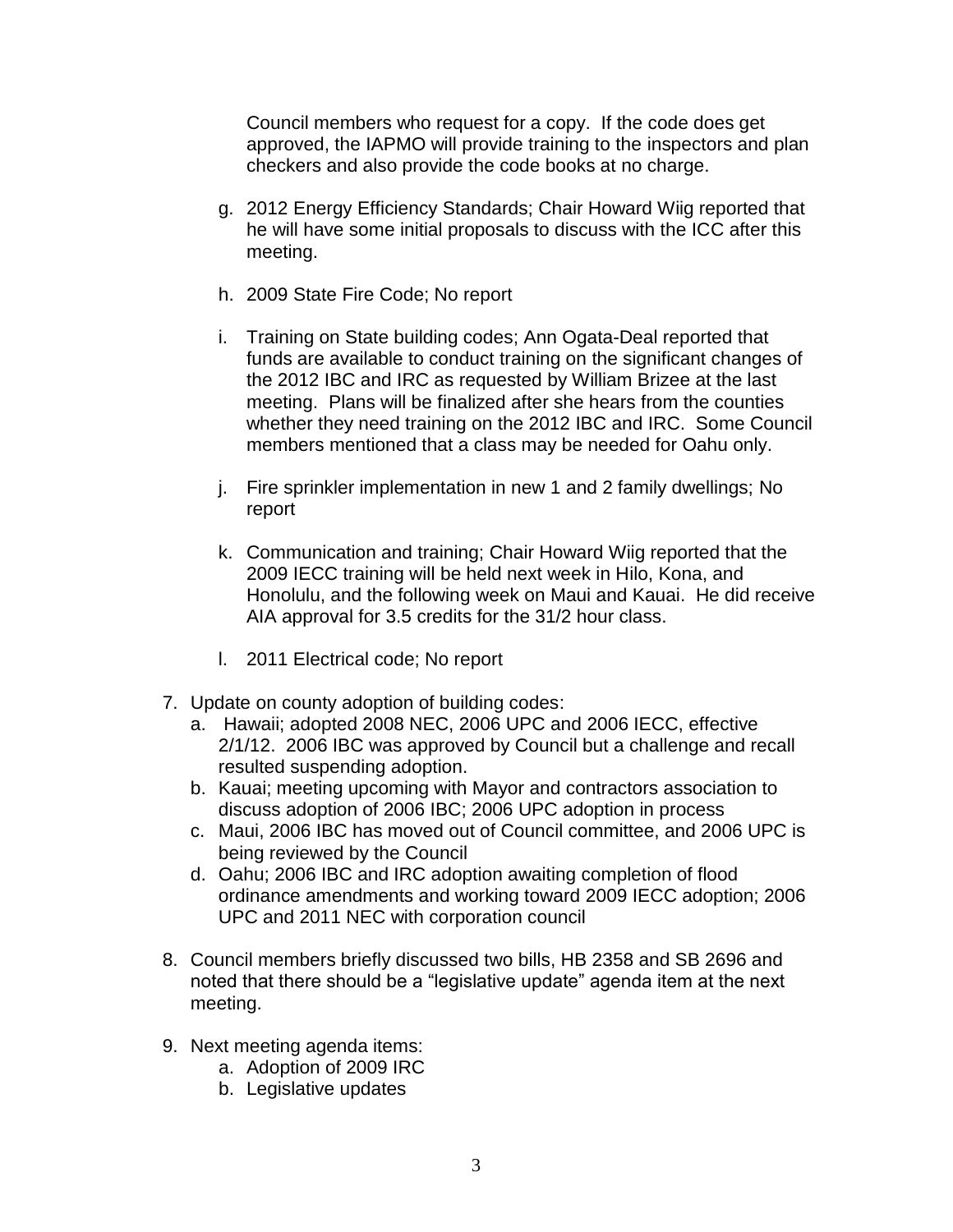Council members who request for a copy. If the code does get approved, the IAPMO will provide training to the inspectors and plan checkers and also provide the code books at no charge.

g. 2012 Energy Efficiency Standards; Chair Howard Wiig reported that he will have some initial proposals to discuss with the ICC after this meeting.

h. 2009 State Fire Code; No report

i. Training on State building codes; Ann Ogata-Deal reported that funds are available to conduct training on the significant changes of the 2012 IBC and IRC as requested by William Brizee at the last meeting. Plans will be finalized after she hears from the counties whether they need training on the 2012 IBC and IRC. Some Council members mentioned that a class may be needed for Oahu only.

j. Fire sprinkler implementation in new 1 and 2 family dwellings; No report

k. Communication and training; Chair Howard Wiig reported that the 2009 IECC training will be held next week in Hilo, Kona, and Honolulu, and the following week on Maui and Kauai. He did receive AIA approval for 3.5 credits for the 31/2 hour class.

l. 2011 Electrical code; No report

7. Update on county adoption of building codes:
   a. Hawaii; adopted 2008 NEC, 2006 UPC and 2006 IECC, effective 2/1/12. 2006 IBC was approved by Council but a challenge and recall resulted suspending adoption.
   b. Kauai; meeting upcoming with Mayor and contractors association to discuss adoption of 2006 IBC; 2006 UPC adoption in process
   c. Maui, 2006 IBC has moved out of Council committee, and 2006 UPC is being reviewed by the Council
   d. Oahu; 2006 IBC and IRC adoption awaiting completion of flood ordinance amendments and working toward 2009 IECC adoption; 2006 UPC and 2011 NEC with corporation council

8. Council members briefly discussed two bills, HB 2358 and SB 2696 and noted that there should be a "legislative update" agenda item at the next meeting.

9. Next meeting agenda items:
   a. Adoption of 2009 IRC
   b. Legislative updates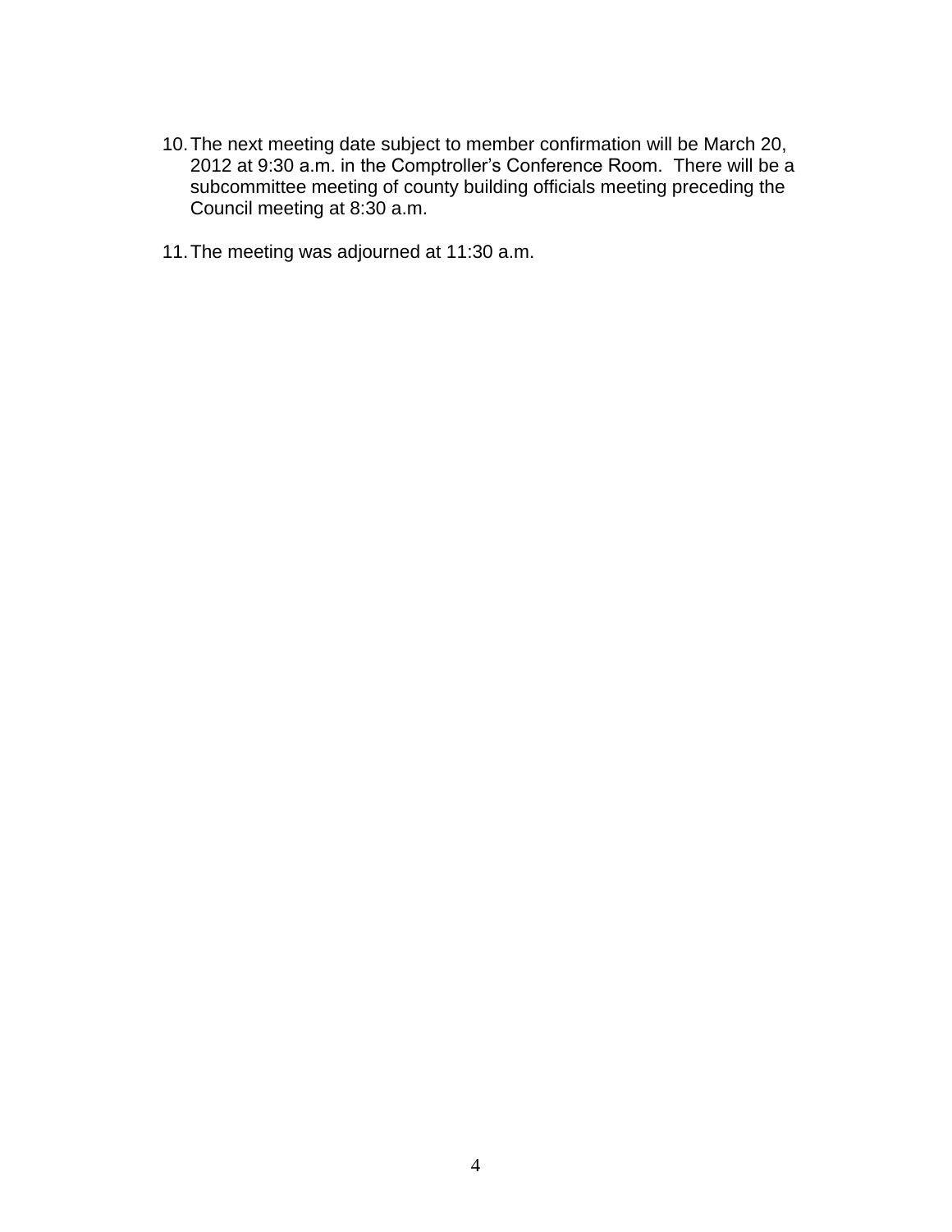10. The next meeting date subject to member confirmation will be March 20, 2012 at 9:30 a.m. in the Comptroller's Conference Room. There will be a subcommittee meeting of county building officials meeting preceding the Council meeting at 8:30 a.m.

11. The meeting was adjourned at 11:30 a.m.